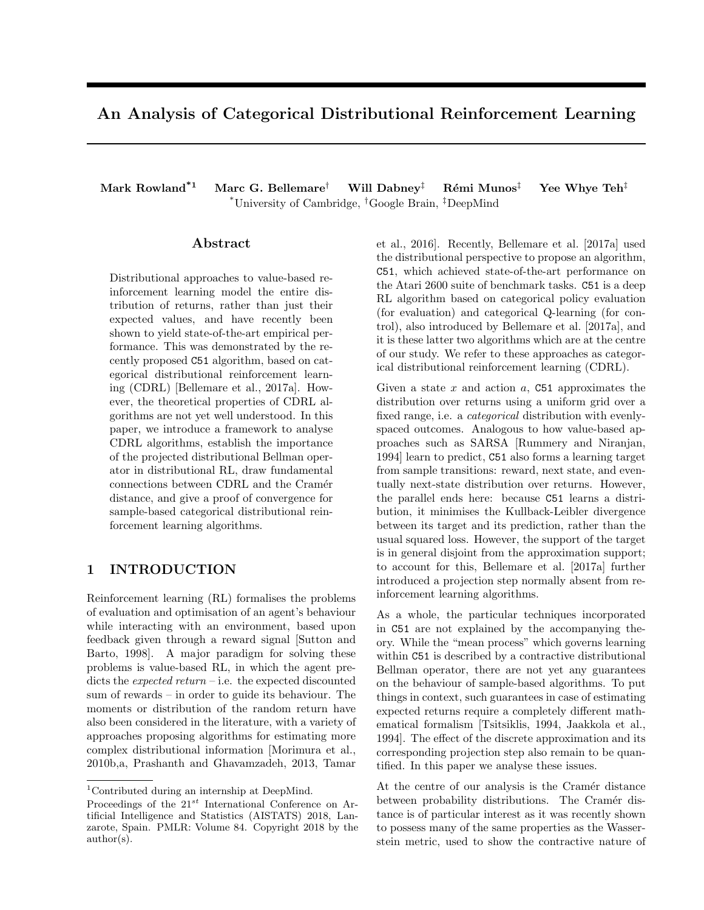# An Analysis of Categorical Distributional Reinforcement Learning

**Mark Rowland**[*1] **Marc G. Bellemare**[†] **Will Dabney**[‡] **Rémi Munos**[‡] **Yee Whye Teh**[‡]

[*]University of Cambridge, [†]Google Brain, [‡]DeepMind

## Abstract

Distributional approaches to value-based reinforcement learning model the entire distribution of returns, rather than just their expected values, and have recently been shown to yield state-of-the-art empirical performance. This was demonstrated by the recently proposed C51 algorithm, based on categorical distributional reinforcement learning (CDRL) [Bellemare et al., 2017a]. However, the theoretical properties of CDRL algorithms are not yet well understood. In this paper, we introduce a framework to analyse CDRL algorithms, establish the importance of the projected distributional Bellman operator in distributional RL, draw fundamental connections between CDRL and the Cramér distance, and give a proof of convergence for sample-based categorical distributional reinforcement learning algorithms.

## 1 INTRODUCTION

Reinforcement learning (RL) formalises the problems of evaluation and optimisation of an agent's behaviour while interacting with an environment, based upon feedback given through a reward signal [Sutton and Barto, 1998]. A major paradigm for solving these problems is value-based RL, in which the agent predicts the *expected return* – i.e. the expected discounted sum of rewards – in order to guide its behaviour. The moments or distribution of the random return have also been considered in the literature, with a variety of approaches proposing algorithms for estimating more complex distributional information [Morimura et al., 2010b,a, Prashanth and Ghavamzadeh, 2013, Tamar et al., 2016]. Recently, Bellemare et al. [2017a] used the distributional perspective to propose an algorithm, C51, which achieved state-of-the-art performance on the Atari 2600 suite of benchmark tasks. C51 is a deep RL algorithm based on categorical policy evaluation (for evaluation) and categorical Q-learning (for control), also introduced by Bellemare et al. [2017a], and it is these latter two algorithms which are at the centre of our study. We refer to these approaches as categorical distributional reinforcement learning (CDRL).

Given a state $x$ and action $a$, C51 approximates the distribution over returns using a uniform grid over a fixed range, i.e. a *categorical* distribution with evenly-spaced outcomes. Analogous to how value-based approaches such as SARSA [Rummery and Niranjan, 1994] learn to predict, C51 also forms a learning target from sample transitions: reward, next state, and eventually next-state distribution over returns. However, the parallel ends here: because C51 learns a distribution, it minimises the Kullback-Leibler divergence between its target and its prediction, rather than the usual squared loss. However, the support of the target is in general disjoint from the approximation support; to account for this, Bellemare et al. [2017a] further introduced a projection step normally absent from reinforcement learning algorithms.

As a whole, the particular techniques incorporated in C51 are not explained by the accompanying theory. While the "mean process" which governs learning within C51 is described by a contractive distributional Bellman operator, there are not yet any guarantees on the behaviour of sample-based algorithms. To put things in context, such guarantees in case of estimating expected returns require a completely different mathematical formalism [Tsitsiklis, 1994, Jaakkola et al., 1994]. The effect of the discrete approximation and its corresponding projection step also remain to be quantified. In this paper we analyse these issues.

At the centre of our analysis is the Cramér distance between probability distributions. The Cramér distance is of particular interest as it was recently shown to possess many of the same properties as the Wasserstein metric, used to show the contractive nature of

[1]Contributed during an internship at DeepMind.

Proceedings of the $21^{st}$ International Conference on Artificial Intelligence and Statistics (AISTATS) 2018, Lanzarote, Spain. PMLR: Volume 84. Copyright 2018 by the author(s).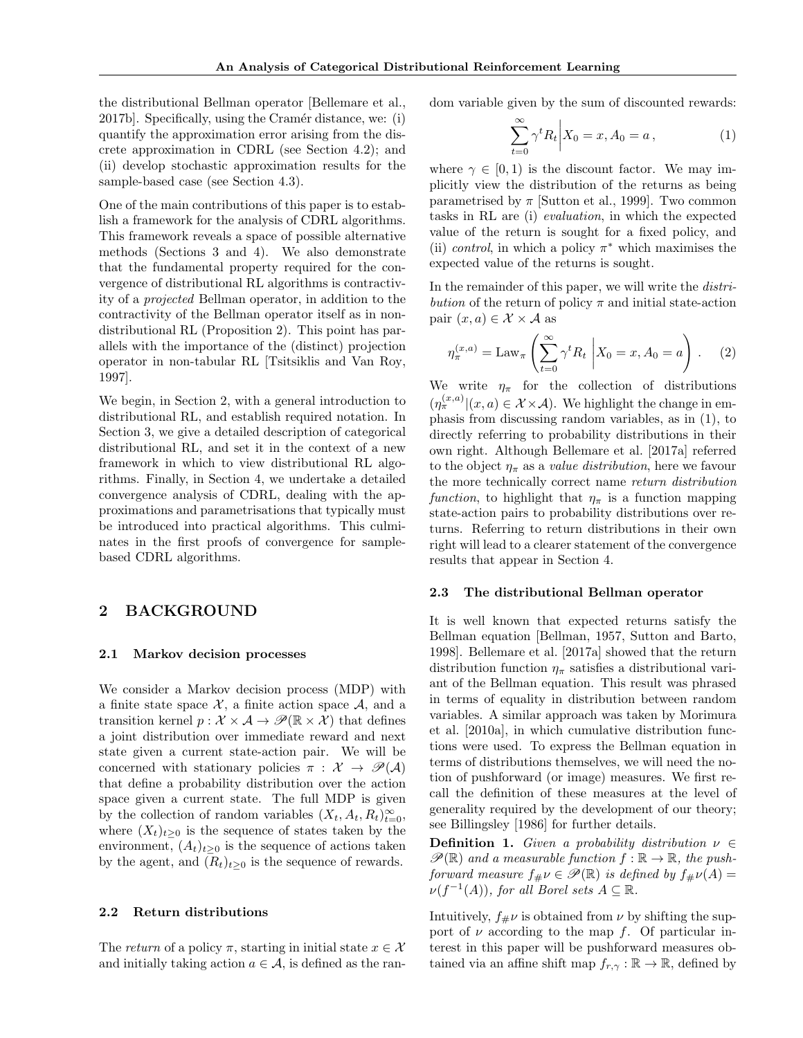the distributional Bellman operator [Bellemare et al., 2017b]. Specifically, using the Cramér distance, we: (i) quantify the approximation error arising from the discrete approximation in CDRL (see Section 4.2); and (ii) develop stochastic approximation results for the sample-based case (see Section 4.3).

One of the main contributions of this paper is to establish a framework for the analysis of CDRL algorithms. This framework reveals a space of possible alternative methods (Sections 3 and 4). We also demonstrate that the fundamental property required for the convergence of distributional RL algorithms is contractivity of a *projected* Bellman operator, in addition to the contractivity of the Bellman operator itself as in non-distributional RL (Proposition 2). This point has parallels with the importance of the (distinct) projection operator in non-tabular RL [Tsitsiklis and Van Roy, 1997].

We begin, in Section 2, with a general introduction to distributional RL, and establish required notation. In Section 3, we give a detailed description of categorical distributional RL, and set it in the context of a new framework in which to view distributional RL algorithms. Finally, in Section 4, we undertake a detailed convergence analysis of CDRL, dealing with the approximations and parametrisations that typically must be introduced into practical algorithms. This culminates in the first proofs of convergence for sample-based CDRL algorithms.

## 2 BACKGROUND

### 2.1 Markov decision processes

We consider a Markov decision process (MDP) with a finite state space $\mathcal{X}$, a finite action space $\mathcal{A}$, and a transition kernel $p : \mathcal{X} \times \mathcal{A} \to \mathscr{P}(\mathbb{R} \times \mathcal{X})$ that defines a joint distribution over immediate reward and next state given a current state-action pair. We will be concerned with stationary policies $\pi : \mathcal{X} \to \mathscr{P}(\mathcal{A})$ that define a probability distribution over the action space given a current state. The full MDP is given by the collection of random variables $(X_t, A_t, R_t)_{t=0}^{\infty}$, where $(X_t)_{t\geq 0}$ is the sequence of states taken by the environment, $(A_t)_{t\geq 0}$ is the sequence of actions taken by the agent, and $(R_t)_{t\geq 0}$ is the sequence of rewards.

### 2.2 Return distributions

The *return* of a policy $\pi$, starting in initial state $x \in \mathcal{X}$ and initially taking action $a \in \mathcal{A}$, is defined as the random variable given by the sum of discounted rewards:

$$\sum_{t=0}^{\infty} \gamma^t R_t \bigg| X_0 = x, A_0 = a \,, \tag{1}$$

where $\gamma \in [0, 1)$ is the discount factor. We may implicitly view the distribution of the returns as being parametrised by $\pi$ [Sutton et al., 1999]. Two common tasks in RL are (i) *evaluation*, in which the expected value of the return is sought for a fixed policy, and (ii) *control*, in which a policy $\pi^*$ which maximises the expected value of the returns is sought.

In the remainder of this paper, we will write the *distribution* of the return of policy $\pi$ and initial state-action pair $(x, a) \in \mathcal{X} \times \mathcal{A}$ as

$$\eta_\pi^{(x,a)} = \mathrm{Law}_\pi \left( \sum_{t=0}^{\infty} \gamma^t R_t \,\bigg|\, X_0 = x, A_0 = a \right) . \tag{2}$$

We write $\eta_\pi$ for the collection of distributions $(\eta_\pi^{(x,a)} | (x,a) \in \mathcal{X} \times \mathcal{A})$. We highlight the change in emphasis from discussing random variables, as in (1), to directly referring to probability distributions in their own right. Although Bellemare et al. [2017a] referred to the object $\eta_\pi$ as a *value distribution*, here we favour the more technically correct name *return distribution function*, to highlight that $\eta_\pi$ is a function mapping state-action pairs to probability distributions over returns. Referring to return distributions in their own right will lead to a clearer statement of the convergence results that appear in Section 4.

### 2.3 The distributional Bellman operator

It is well known that expected returns satisfy the Bellman equation [Bellman, 1957, Sutton and Barto, 1998]. Bellemare et al. [2017a] showed that the return distribution function $\eta_\pi$ satisfies a distributional variant of the Bellman equation. This result was phrased in terms of equality in distribution between random variables. A similar approach was taken by Morimura et al. [2010a], in which cumulative distribution functions were used. To express the Bellman equation in terms of distributions themselves, we will need the notion of pushforward (or image) measures. We first recall the definition of these measures at the level of generality required by the development of our theory; see Billingsley [1986] for further details.

**Definition 1.** *Given a probability distribution $\nu \in \mathscr{P}(\mathbb{R})$ and a measurable function $f : \mathbb{R} \to \mathbb{R}$, the pushforward measure $f_\# \nu \in \mathscr{P}(\mathbb{R})$ is defined by $f_\# \nu(A) = \nu(f^{-1}(A))$, for all Borel sets $A \subseteq \mathbb{R}$.*

Intuitively, $f_\# \nu$ is obtained from $\nu$ by shifting the support of $\nu$ according to the map $f$. Of particular interest in this paper will be pushforward measures obtained via an affine shift map $f_{r,\gamma} : \mathbb{R} \to \mathbb{R}$, defined by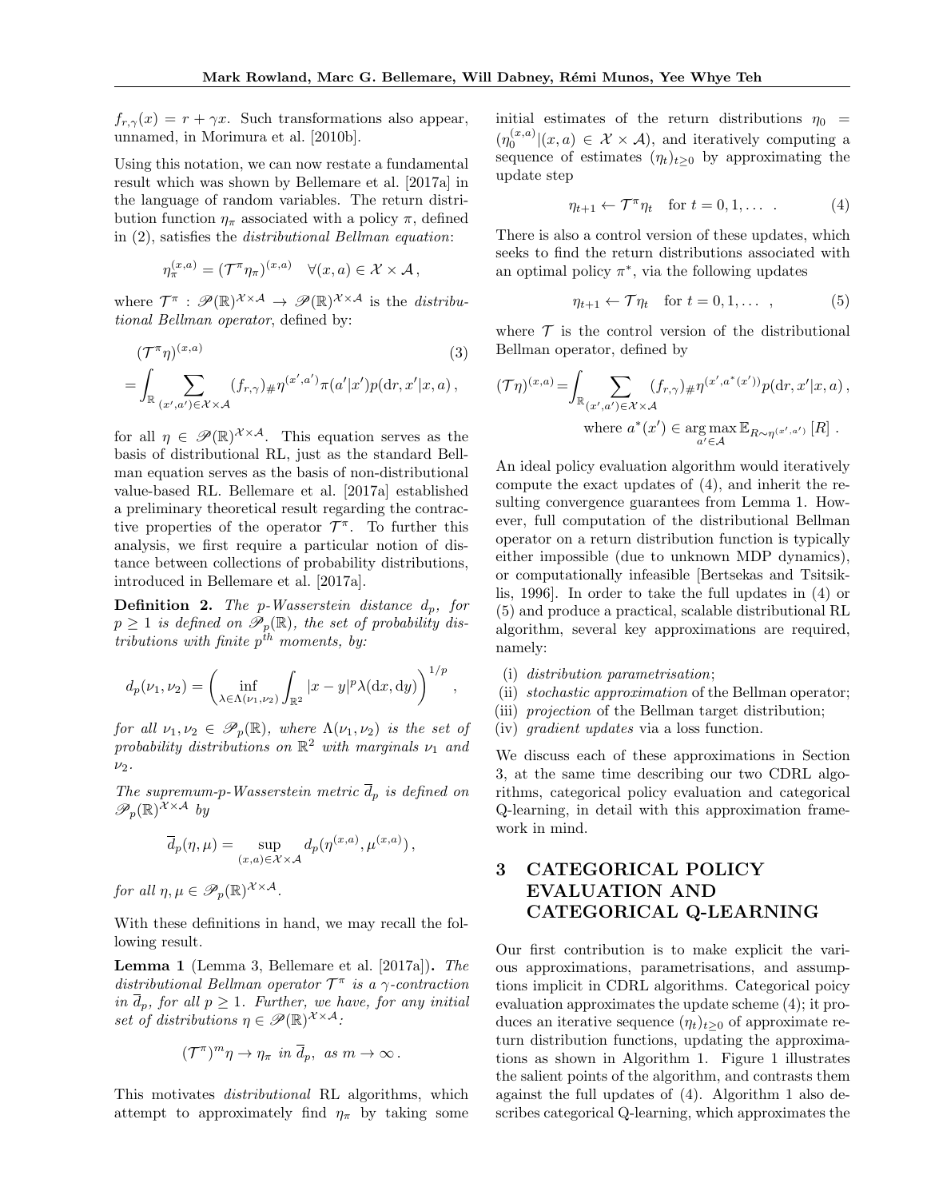$f_{r,\gamma}(x) = r + \gamma x$. Such transformations also appear, unnamed, in Morimura et al. [2010b].

Using this notation, we can now restate a fundamental result which was shown by Bellemare et al. [2017a] in the language of random variables. The return distribution function $\eta_\pi$ associated with a policy $\pi$, defined in (2), satisfies the *distributional Bellman equation*:

$$\eta_\pi^{(x,a)} = (\mathcal{T}^\pi \eta_\pi)^{(x,a)} \quad \forall (x,a) \in \mathcal{X} \times \mathcal{A} \,,$$

where $\mathcal{T}^\pi : \mathscr{P}(\mathbb{R})^{\mathcal{X}\times\mathcal{A}} \to \mathscr{P}(\mathbb{R})^{\mathcal{X}\times\mathcal{A}}$ is the *distributional Bellman operator*, defined by:

$$(\mathcal{T}^\pi \eta)^{(x,a)} \tag{3}$$
$$= \int_{\mathbb{R}} \sum_{(x',a')\in\mathcal{X}\times\mathcal{A}} (f_{r,\gamma})_\# \eta^{(x',a')} \pi(a'|x') p(\mathrm{d}r, x'|x,a) \,,$$

for all $\eta \in \mathscr{P}(\mathbb{R})^{\mathcal{X}\times\mathcal{A}}$. This equation serves as the basis of distributional RL, just as the standard Bellman equation serves as the basis of non-distributional value-based RL. Bellemare et al. [2017a] established a preliminary theoretical result regarding the contractive properties of the operator $\mathcal{T}^\pi$. To further this analysis, we first require a particular notion of distance between collections of probability distributions, introduced in Bellemare et al. [2017a].

**Definition 2.** *The p-Wasserstein distance $d_p$, for $p \geq 1$ is defined on $\mathscr{P}_p(\mathbb{R})$, the set of probability distributions with finite $p^{th}$ moments, by:*

$$d_p(\nu_1, \nu_2) = \left( \inf_{\lambda \in \Lambda(\nu_1,\nu_2)} \int_{\mathbb{R}^2} |x-y|^p \lambda(\mathrm{d}x, \mathrm{d}y) \right)^{1/p} ,$$

*for all $\nu_1, \nu_2 \in \mathscr{P}_p(\mathbb{R})$, where $\Lambda(\nu_1, \nu_2)$ is the set of probability distributions on $\mathbb{R}^2$ with marginals $\nu_1$ and $\nu_2$.*

*The supremum-p-Wasserstein metric $\overline{d}_p$ is defined on $\mathscr{P}_p(\mathbb{R})^{\mathcal{X}\times\mathcal{A}}$ by*

$$\overline{d}_p(\eta, \mu) = \sup_{(x,a)\in\mathcal{X}\times\mathcal{A}} d_p(\eta^{(x,a)}, \mu^{(x,a)}) \,,$$

*for all $\eta, \mu \in \mathscr{P}_p(\mathbb{R})^{\mathcal{X}\times\mathcal{A}}$.*

With these definitions in hand, we may recall the following result.

**Lemma 1** (Lemma 3, Bellemare et al. [2017a])**.** *The distributional Bellman operator $\mathcal{T}^\pi$ is a $\gamma$-contraction in $\overline{d}_p$, for all $p \geq 1$. Further, we have, for any initial set of distributions $\eta \in \mathscr{P}(\mathbb{R})^{\mathcal{X}\times\mathcal{A}}$:*

$$(\mathcal{T}^\pi)^m \eta \to \eta_\pi \text{ in } \overline{d}_p, \text{ as } m \to \infty \,.$$

This motivates *distributional* RL algorithms, which attempt to approximately find $\eta_\pi$ by taking some initial estimates of the return distributions $\eta_0 = (\eta_0^{(x,a)} | (x,a) \in \mathcal{X}\times\mathcal{A})$, and iteratively computing a sequence of estimates $(\eta_t)_{t\geq 0}$ by approximating the update step

$$\eta_{t+1} \leftarrow \mathcal{T}^\pi \eta_t \quad \text{for } t = 0, 1, \ldots \,. \tag{4}$$

There is also a control version of these updates, which seeks to find the return distributions associated with an optimal policy $\pi^*$, via the following updates

$$\eta_{t+1} \leftarrow \mathcal{T} \eta_t \quad \text{for } t = 0, 1, \ldots \,, \tag{5}$$

where $\mathcal{T}$ is the control version of the distributional Bellman operator, defined by

$$(\mathcal{T}\eta)^{(x,a)} = \int_{\mathbb{R}} \sum_{(x',a')\in\mathcal{X}\times\mathcal{A}} (f_{r,\gamma})_\# \eta^{(x',a^*(x'))} p(\mathrm{d}r, x'|x,a) \,,$$
$$\text{where } a^*(x') \in \arg\max_{a'\in\mathcal{A}} \mathbb{E}_{R\sim\eta^{(x',a')}} [R] \,.$$

An ideal policy evaluation algorithm would iteratively compute the exact updates of (4), and inherit the resulting convergence guarantees from Lemma 1. However, full computation of the distributional Bellman operator on a return distribution function is typically either impossible (due to unknown MDP dynamics), or computationally infeasible [Bertsekas and Tsitsiklis, 1996]. In order to take the full updates in (4) or (5) and produce a practical, scalable distributional RL algorithm, several key approximations are required, namely:

- (i) *distribution parametrisation*;
- (ii) *stochastic approximation* of the Bellman operator;
- (iii) *projection* of the Bellman target distribution;
- (iv) *gradient updates* via a loss function.

We discuss each of these approximations in Section 3, at the same time describing our two CDRL algorithms, categorical policy evaluation and categorical Q-learning, in detail with this approximation framework in mind.

# 3 CATEGORICAL POLICY EVALUATION AND CATEGORICAL Q-LEARNING

Our first contribution is to make explicit the various approximations, parametrisations, and assumptions implicit in CDRL algorithms. Categorical poicy evaluation approximates the update scheme (4); it produces an iterative sequence $(\eta_t)_{t\geq 0}$ of approximate return distribution functions, updating the approximations as shown in Algorithm 1. Figure 1 illustrates the salient points of the algorithm, and contrasts them against the full updates of (4). Algorithm 1 also describes categorical Q-learning, which approximates the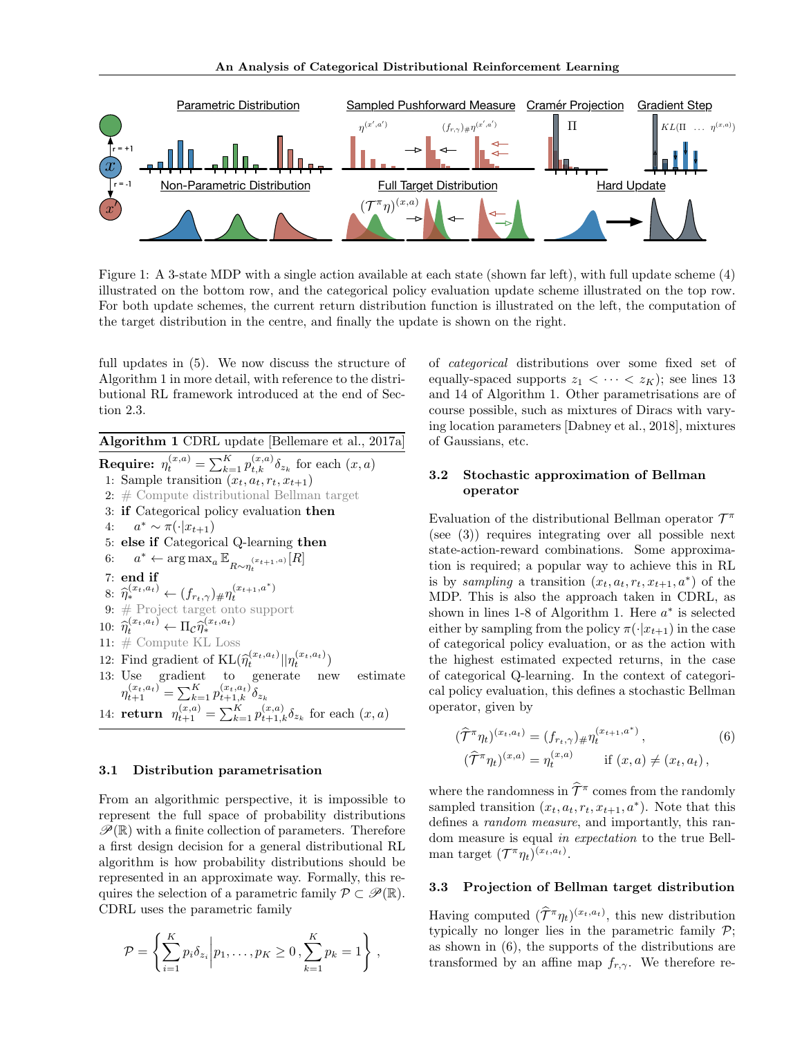Figure 1: A 3-state MDP with a single action available at each state (shown far left), with full update scheme (4) illustrated on the bottom row, and the categorical policy evaluation update scheme illustrated on the top row. For both update schemes, the current return distribution function is illustrated on the left, the computation of the target distribution in the centre, and finally the update is shown on the right.

full updates in (5). We now discuss the structure of Algorithm 1 in more detail, with reference to the distributional RL framework introduced at the end of Section 2.3.

**Algorithm 1** CDRL update [Bellemare et al., 2017a]

**Require:** $\eta_t^{(x,a)} = \sum_{k=1}^K p_{t,k}^{(x,a)} \delta_{z_k}$ for each $(x,a)$

1: Sample transition $(x_t, a_t, r_t, x_{t+1})$
2: # Compute distributional Bellman target
3: **if** Categorical policy evaluation **then**
4: $\quad a^* \sim \pi(\cdot | x_{t+1})$
5: **else if** Categorical Q-learning **then**
6: $\quad a^* \leftarrow \arg\max_a \mathbb{E}_{R \sim \eta_t^{(x_{t+1},a)}}[R]$
7: **end if**
8: $\widehat{\eta}_*^{(x_t,a_t)} \leftarrow (f_{r_t,\gamma})_\# \eta_t^{(x_{t+1},a^*)}$
9: # Project target onto support
10: $\widehat{\eta}_t^{(x_t,a_t)} \leftarrow \Pi_{\mathcal{C}} \widehat{\eta}_*^{(x_t,a_t)}$
11: # Compute KL Loss
12: Find gradient of $\text{KL}(\widehat{\eta}_t^{(x_t,a_t)} || \eta_t^{(x_t,a_t)})$
13: Use gradient to generate new estimate $\eta_{t+1}^{(x_t,a_t)} = \sum_{k=1}^K p_{t+1,k}^{(x_t,a_t)} \delta_{z_k}$
14: **return** $\eta_{t+1}^{(x,a)} = \sum_{k=1}^K p_{t+1,k}^{(x,a)} \delta_{z_k}$ for each $(x,a)$

### 3.1 Distribution parametrisation

From an algorithmic perspective, it is impossible to represent the full space of probability distributions $\mathscr{P}(\mathbb{R})$ with a finite collection of parameters. Therefore a first design decision for a general distributional RL algorithm is how probability distributions should be represented in an approximate way. Formally, this requires the selection of a parametric family $\mathcal{P} \subset \mathscr{P}(\mathbb{R})$. CDRL uses the parametric family

$$\mathcal{P} = \left\{ \sum_{i=1}^K p_i \delta_{z_i} \middle| p_1, \ldots, p_K \geq 0 \, , \sum_{k=1}^K p_k = 1 \right\} ,$$

of *categorical* distributions over some fixed set of equally-spaced supports $z_1 < \cdots < z_K$); see lines 13 and 14 of Algorithm 1. Other parametrisations are of course possible, such as mixtures of Diracs with varying location parameters [Dabney et al., 2018], mixtures of Gaussians, etc.

### 3.2 Stochastic approximation of Bellman operator

Evaluation of the distributional Bellman operator $\mathcal{T}^\pi$ (see (3)) requires integrating over all possible next state-action-reward combinations. Some approximation is required; a popular way to achieve this in RL is by *sampling* a transition $(x_t, a_t, r_t, x_{t+1}, a^*)$ of the MDP. This is also the approach taken in CDRL, as shown in lines 1-8 of Algorithm 1. Here $a^*$ is selected either by sampling from the policy $\pi(\cdot | x_{t+1})$ in the case of categorical policy evaluation, or as the action with the highest estimated expected returns, in the case of categorical Q-learning. In the context of categorical policy evaluation, this defines a stochastic Bellman operator, given by

$$\begin{aligned} (\widehat{\mathcal{T}}^\pi \eta_t)^{(x_t,a_t)} &= (f_{r_t,\gamma})_\# \eta_t^{(x_{t+1},a^*)} \, , \\ (\widehat{\mathcal{T}}^\pi \eta_t)^{(x,a)} &= \eta_t^{(x,a)} \qquad \text{if } (x,a) \neq (x_t, a_t) \, , \end{aligned} \tag{6}$$

where the randomness in $\widehat{\mathcal{T}}^\pi$ comes from the randomly sampled transition $(x_t, a_t, r_t, x_{t+1}, a^*)$. Note that this defines a *random measure*, and importantly, this random measure is equal *in expectation* to the true Bellman target $(\mathcal{T}^\pi \eta_t)^{(x_t,a_t)}$.

### 3.3 Projection of Bellman target distribution

Having computed $(\widehat{\mathcal{T}}^\pi \eta_t)^{(x_t,a_t)}$, this new distribution typically no longer lies in the parametric family $\mathcal{P}$; as shown in (6), the supports of the distributions are transformed by an affine map $f_{r,\gamma}$. We therefore re-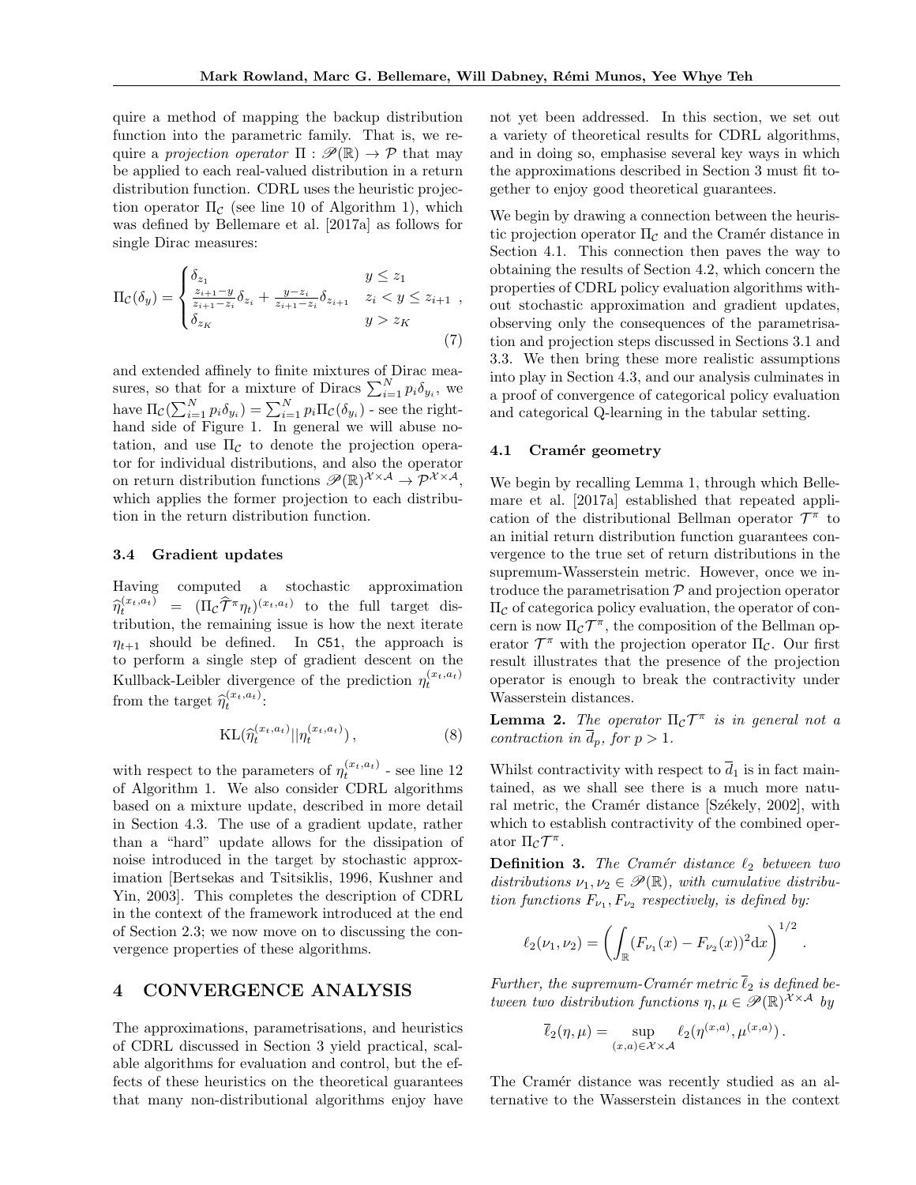quire a method of mapping the backup distribution function into the parametric family. That is, we require a *projection operator* $\Pi : \mathscr{P}(\mathbb{R}) \rightarrow \mathcal{P}$ that may be applied to each real-valued distribution in a return distribution function. CDRL uses the heuristic projection operator $\Pi_\mathcal{C}$ (see line 10 of Algorithm 1), which was defined by Bellemare et al. [2017a] as follows for single Dirac measures:

$$\Pi_\mathcal{C}(\delta_y) = \begin{cases} \delta_{z_1} & y \leq z_1 \\ \frac{z_{i+1}-y}{z_{i+1}-z_i}\delta_{z_i} + \frac{y-z_i}{z_{i+1}-z_i}\delta_{z_{i+1}} & z_i < y \leq z_{i+1} \\ \delta_{z_K} & y > z_K \end{cases}, \quad (7)$$

and extended affinely to finite mixtures of Dirac measures, so that for a mixture of Diracs $\sum_{i=1}^N p_i \delta_{y_i}$, we have $\Pi_\mathcal{C}(\sum_{i=1}^N p_i \delta_{y_i}) = \sum_{i=1}^N p_i \Pi_\mathcal{C}(\delta_{y_i})$ - see the right-hand side of Figure 1. In general we will abuse notation, and use $\Pi_\mathcal{C}$ to denote the projection operator for individual distributions, and also the operator on return distribution functions $\mathscr{P}(\mathbb{R})^{\mathcal{X}\times\mathcal{A}} \rightarrow \mathcal{P}^{\mathcal{X}\times\mathcal{A}}$, which applies the former projection to each distribution in the return distribution function.

### 3.4 Gradient updates

Having computed a stochastic approximation $\widehat{\eta}_t^{(x_t,a_t)} = (\Pi_\mathcal{C}\widehat{\mathcal{T}}^\pi \eta_t)^{(x_t,a_t)}$ to the full target distribution, the remaining issue is how the next iterate $\eta_{t+1}$ should be defined. In C51, the approach is to perform a single step of gradient descent on the Kullback-Leibler divergence of the prediction $\eta_t^{(x_t,a_t)}$ from the target $\widehat{\eta}_t^{(x_t,a_t)}$:

$$\mathrm{KL}(\widehat{\eta}_t^{(x_t,a_t)} || \eta_t^{(x_t,a_t)}), \quad (8)$$

with respect to the parameters of $\eta_t^{(x_t,a_t)}$ - see line 12 of Algorithm 1. We also consider CDRL algorithms based on a mixture update, described in more detail in Section 4.3. The use of a gradient update, rather than a "hard" update allows for the dissipation of noise introduced in the target by stochastic approximation [Bertsekas and Tsitsiklis, 1996, Kushner and Yin, 2003]. This completes the description of CDRL in the context of the framework introduced at the end of Section 2.3; we now move on to discussing the convergence properties of these algorithms.

## 4 CONVERGENCE ANALYSIS

The approximations, parametrisations, and heuristics of CDRL discussed in Section 3 yield practical, scalable algorithms for evaluation and control, but the effects of these heuristics on the theoretical guarantees that many non-distributional algorithms enjoy have not yet been addressed. In this section, we set out a variety of theoretical results for CDRL algorithms, and in doing so, emphasise several key ways in which the approximations described in Section 3 must fit together to enjoy good theoretical guarantees.

We begin by drawing a connection between the heuristic projection operator $\Pi_\mathcal{C}$ and the Cramér distance in Section 4.1. This connection then paves the way to obtaining the results of Section 4.2, which concern the properties of CDRL policy evaluation algorithms without stochastic approximation and gradient updates, observing only the consequences of the parametrisation and projection steps discussed in Sections 3.1 and 3.3. We then bring these more realistic assumptions into play in Section 4.3, and our analysis culminates in a proof of convergence of categorical policy evaluation and categorical Q-learning in the tabular setting.

### 4.1 Cramér geometry

We begin by recalling Lemma 1, through which Bellemare et al. [2017a] established that repeated application of the distributional Bellman operator $\mathcal{T}^\pi$ to an initial return distribution function guarantees convergence to the true set of return distributions in the supremum-Wasserstein metric. However, once we introduce the parametrisation $\mathcal{P}$ and projection operator $\Pi_\mathcal{C}$ of categorica policy evaluation, the operator of concern is now $\Pi_\mathcal{C}\mathcal{T}^\pi$, the composition of the Bellman operator $\mathcal{T}^\pi$ with the projection operator $\Pi_\mathcal{C}$. Our first result illustrates that the presence of the projection operator is enough to break the contractivity under Wasserstein distances.

**Lemma 2.** *The operator $\Pi_\mathcal{C}\mathcal{T}^\pi$ is in general not a contraction in $\overline{d}_p$, for $p > 1$.*

Whilst contractivity with respect to $\overline{d}_1$ is in fact maintained, as we shall see there is a much more natural metric, the Cramér distance [Székely, 2002], with which to establish contractivity of the combined operator $\Pi_\mathcal{C}\mathcal{T}^\pi$.

**Definition 3.** *The Cramér distance $\ell_2$ between two distributions $\nu_1, \nu_2 \in \mathscr{P}(\mathbb{R})$, with cumulative distribution functions $F_{\nu_1}, F_{\nu_2}$ respectively, is defined by:*

$$\ell_2(\nu_1, \nu_2) = \left( \int_\mathbb{R} (F_{\nu_1}(x) - F_{\nu_2}(x))^2 \mathrm{d}x \right)^{1/2}.$$

*Further, the supremum-Cramér metric $\overline{\ell}_2$ is defined between two distribution functions $\eta, \mu \in \mathscr{P}(\mathbb{R})^{\mathcal{X}\times\mathcal{A}}$ by*

$$\overline{\ell}_2(\eta, \mu) = \sup_{(x,a)\in\mathcal{X}\times\mathcal{A}} \ell_2(\eta^{(x,a)}, \mu^{(x,a)}).$$

The Cramér distance was recently studied as an alternative to the Wasserstein distances in the context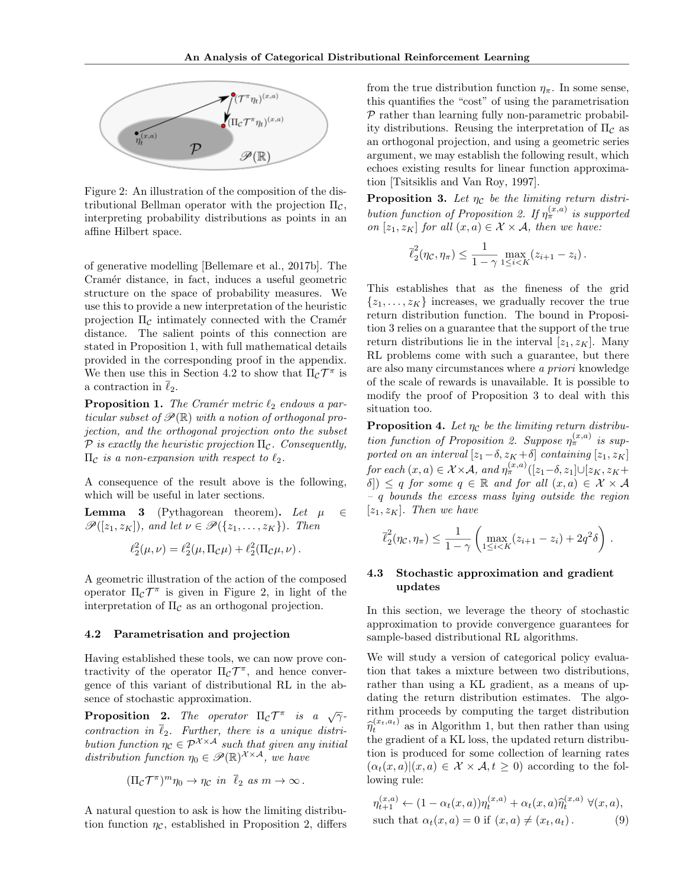Figure 2: An illustration of the composition of the distributional Bellman operator with the projection $\Pi_{\mathcal{C}}$, interpreting probability distributions as points in an affine Hilbert space.

of generative modelling [Bellemare et al., 2017b]. The Cramér distance, in fact, induces a useful geometric structure on the space of probability measures. We use this to provide a new interpretation of the heuristic projection $\Pi_{\mathcal{C}}$ intimately connected with the Cramér distance. The salient points of this connection are stated in Proposition 1, with full mathematical details provided in the corresponding proof in the appendix. We then use this in Section 4.2 to show that $\Pi_{\mathcal{C}}\mathcal{T}^\pi$ is a contraction in $\overline{\ell}_2$.

**Proposition 1.** *The Cramér metric $\ell_2$ endows a particular subset of $\mathscr{P}(\mathbb{R})$ with a notion of orthogonal projection, and the orthogonal projection onto the subset $\mathcal{P}$ is exactly the heuristic projection $\Pi_{\mathcal{C}}$. Consequently, $\Pi_{\mathcal{C}}$ is a non-expansion with respect to $\ell_2$.*

A consequence of the result above is the following, which will be useful in later sections.

**Lemma 3** (Pythagorean theorem)**.** *Let $\mu \in \mathscr{P}([z_1, z_K])$, and let $\nu \in \mathscr{P}(\{z_1, \ldots, z_K\})$. Then*

$$\ell_2^2(\mu, \nu) = \ell_2^2(\mu, \Pi_{\mathcal{C}}\mu) + \ell_2^2(\Pi_{\mathcal{C}}\mu, \nu)\,.$$

A geometric illustration of the action of the composed operator $\Pi_{\mathcal{C}}\mathcal{T}^\pi$ is given in Figure 2, in light of the interpretation of $\Pi_{\mathcal{C}}$ as an orthogonal projection.

### 4.2 Parametrisation and projection

Having established these tools, we can now prove contractivity of the operator $\Pi_{\mathcal{C}}\mathcal{T}^\pi$, and hence convergence of this variant of distributional RL in the absence of stochastic approximation.

**Proposition 2.** *The operator $\Pi_{\mathcal{C}}\mathcal{T}^\pi$ is a $\sqrt{\gamma}$-contraction in $\overline{\ell}_2$. Further, there is a unique distribution function $\eta_{\mathcal{C}} \in \mathcal{P}^{\mathcal{X}\times\mathcal{A}}$ such that given any initial distribution function $\eta_0 \in \mathscr{P}(\mathbb{R})^{\mathcal{X}\times\mathcal{A}}$, we have*

$$(\Pi_{\mathcal{C}}\mathcal{T}^\pi)^m \eta_0 \to \eta_{\mathcal{C}} \text{ in } \overline{\ell}_2 \text{ as } m \to \infty\,.$$

A natural question to ask is how the limiting distribution function $\eta_{\mathcal{C}}$, established in Proposition 2, differs from the true distribution function $\eta_\pi$. In some sense, this quantifies the "cost" of using the parametrisation $\mathcal{P}$ rather than learning fully non-parametric probability distributions. Reusing the interpretation of $\Pi_{\mathcal{C}}$ as an orthogonal projection, and using a geometric series argument, we may establish the following result, which echoes existing results for linear function approximation [Tsitsiklis and Van Roy, 1997].

**Proposition 3.** *Let $\eta_{\mathcal{C}}$ be the limiting return distribution function of Proposition 2. If $\eta_\pi^{(x,a)}$ is supported on $[z_1, z_K]$ for all $(x, a) \in \mathcal{X} \times \mathcal{A}$, then we have:*

$$\overline{\ell}_2^2(\eta_{\mathcal{C}}, \eta_\pi) \leq \frac{1}{1-\gamma} \max_{1 \leq i < K} (z_{i+1} - z_i)\,.$$

This establishes that as the fineness of the grid $\{z_1, \ldots, z_K\}$ increases, we gradually recover the true return distribution function. The bound in Proposition 3 relies on a guarantee that the support of the true return distributions lie in the interval $[z_1, z_K]$. Many RL problems come with such a guarantee, but there are also many circumstances where *a priori* knowledge of the scale of rewards is unavailable. It is possible to modify the proof of Proposition 3 to deal with this situation too.

**Proposition 4.** *Let $\eta_{\mathcal{C}}$ be the limiting return distribution function of Proposition 2. Suppose $\eta_\pi^{(x,a)}$ is supported on an interval $[z_1 - \delta, z_K + \delta]$ containing $[z_1, z_K]$ for each $(x, a) \in \mathcal{X}\times\mathcal{A}$, and $\eta_\pi^{(x,a)}([z_1 - \delta, z_1] \cup [z_K, z_K + \delta]) \leq q$ for some $q \in \mathbb{R}$ and for all $(x, a) \in \mathcal{X} \times \mathcal{A}$ – $q$ bounds the excess mass lying outside the region $[z_1, z_K]$. Then we have*

$$\overline{\ell}_2^2(\eta_{\mathcal{C}}, \eta_\pi) \leq \frac{1}{1-\gamma} \left( \max_{1 \leq i < K} (z_{i+1} - z_i) + 2q^2\delta \right)\,.$$

### 4.3 Stochastic approximation and gradient updates

In this section, we leverage the theory of stochastic approximation to provide convergence guarantees for sample-based distributional RL algorithms.

We will study a version of categorical policy evaluation that takes a mixture between two distributions, rather than using a KL gradient, as a means of updating the return distribution estimates. The algorithm proceeds by computing the target distribution $\widehat{\eta}_t^{(x_t,a_t)}$ as in Algorithm 1, but then rather than using the gradient of a KL loss, the updated return distribution is produced for some collection of learning rates $(\alpha_t(x, a)|(x, a) \in \mathcal{X} \times \mathcal{A}, t \geq 0)$ according to the following rule:

$$\eta_{t+1}^{(x,a)} \leftarrow (1 - \alpha_t(x, a))\eta_t^{(x,a)} + \alpha_t(x, a)\widehat{\eta}_t^{(x,a)} \;\forall(x, a),$$
$$\text{such that } \alpha_t(x, a) = 0 \text{ if } (x, a) \neq (x_t, a_t)\,. \tag{9}$$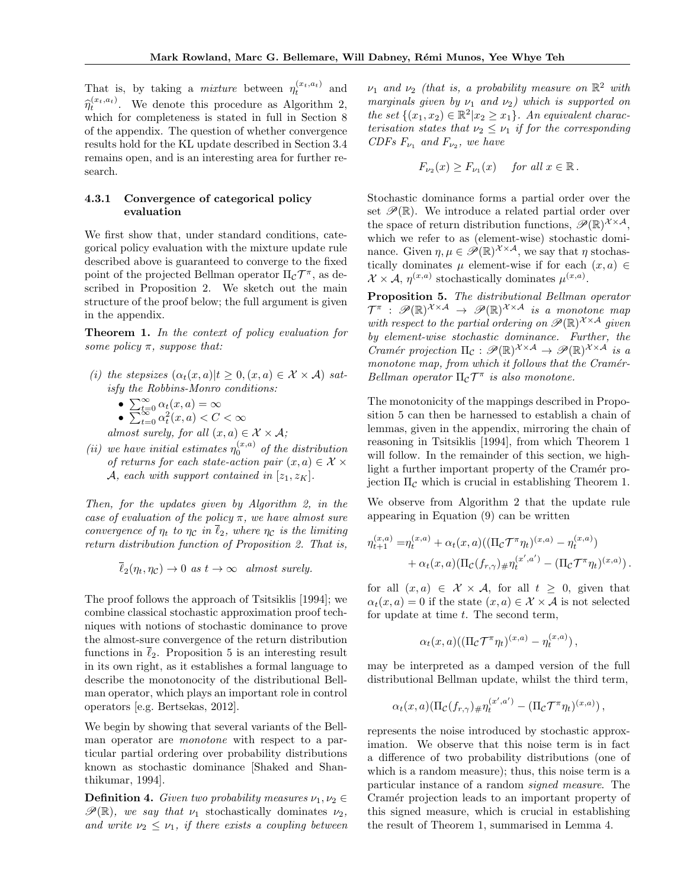That is, by taking a *mixture* between $\eta_t^{(x_t,a_t)}$ and $\widehat{\eta}_t^{(x_t,a_t)}$. We denote this procedure as Algorithm 2, which for completeness is stated in full in Section 8 of the appendix. The question of whether convergence results hold for the KL update described in Section 3.4 remains open, and is an interesting area for further research.

#### 4.3.1 Convergence of categorical policy evaluation

We first show that, under standard conditions, categorical policy evaluation with the mixture update rule described above is guaranteed to converge to the fixed point of the projected Bellman operator $\Pi_{\mathcal{C}}\mathcal{T}^\pi$, as described in Proposition 2. We sketch out the main structure of the proof below; the full argument is given in the appendix.

**Theorem 1.** *In the context of policy evaluation for some policy $\pi$, suppose that:*

*(i) the stepsizes $(\alpha_t(x,a) | t \geq 0, (x,a) \in \mathcal{X} \times \mathcal{A})$ satisfy the Robbins-Monro conditions:*
- $\sum_{t=0}^{\infty} \alpha_t(x,a) = \infty$
- $\sum_{t=0}^{\infty} \alpha_t^2(x,a) < C < \infty$

*almost surely, for all $(x,a) \in \mathcal{X} \times \mathcal{A}$;*

*(ii) we have initial estimates $\eta_0^{(x,a)}$ of the distribution of returns for each state-action pair $(x,a) \in \mathcal{X} \times \mathcal{A}$, each with support contained in $[z_1, z_K]$.*

*Then, for the updates given by Algorithm 2, in the case of evaluation of the policy $\pi$, we have almost sure convergence of $\eta_t$ to $\eta_{\mathcal{C}}$ in $\overline{\ell}_2$, where $\eta_{\mathcal{C}}$ is the limiting return distribution function of Proposition 2. That is,*

$$\overline{\ell}_2(\eta_t, \eta_{\mathcal{C}}) \to 0 \text{ as } t \to \infty \text{ almost surely.}$$

The proof follows the approach of Tsitsiklis [1994]; we combine classical stochastic approximation proof techniques with notions of stochastic dominance to prove the almost-sure convergence of the return distribution functions in $\overline{\ell}_2$. Proposition 5 is an interesting result in its own right, as it establishes a formal language to describe the monotonocity of the distributional Bellman operator, which plays an important role in control operators [e.g. Bertsekas, 2012].

We begin by showing that several variants of the Bellman operator are *monotone* with respect to a particular partial ordering over probability distributions known as stochastic dominance [Shaked and Shanthikumar, 1994].

**Definition 4.** *Given two probability measures $\nu_1, \nu_2 \in \mathscr{P}(\mathbb{R})$, we say that $\nu_1$ stochastically dominates $\nu_2$, and write $\nu_2 \leq \nu_1$, if there exists a coupling between $\nu_1$ and $\nu_2$ (that is, a probability measure on $\mathbb{R}^2$ with marginals given by $\nu_1$ and $\nu_2$) which is supported on the set $\{(x_1, x_2) \in \mathbb{R}^2 | x_2 \geq x_1\}$. An equivalent characterisation states that $\nu_2 \leq \nu_1$ if for the corresponding CDFs $F_{\nu_1}$ and $F_{\nu_2}$, we have*

$$F_{\nu_2}(x) \geq F_{\nu_1}(x) \quad \text{for all } x \in \mathbb{R}\,.$$

Stochastic dominance forms a partial order over the set $\mathscr{P}(\mathbb{R})$. We introduce a related partial order over the space of return distribution functions, $\mathscr{P}(\mathbb{R})^{\mathcal{X}\times\mathcal{A}}$, which we refer to as (element-wise) stochastic dominance. Given $\eta, \mu \in \mathscr{P}(\mathbb{R})^{\mathcal{X}\times\mathcal{A}}$, we say that $\eta$ stochastically dominates $\mu$ element-wise if for each $(x,a) \in \mathcal{X} \times \mathcal{A}$, $\eta^{(x,a)}$ stochastically dominates $\mu^{(x,a)}$.

**Proposition 5.** *The distributional Bellman operator $\mathcal{T}^\pi : \mathscr{P}(\mathbb{R})^{\mathcal{X}\times\mathcal{A}} \to \mathscr{P}(\mathbb{R})^{\mathcal{X}\times\mathcal{A}}$ is a monotone map with respect to the partial ordering on $\mathscr{P}(\mathbb{R})^{\mathcal{X}\times\mathcal{A}}$ given by element-wise stochastic dominance. Further, the Cramér projection $\Pi_{\mathcal{C}} : \mathscr{P}(\mathbb{R})^{\mathcal{X}\times\mathcal{A}} \to \mathscr{P}(\mathbb{R})^{\mathcal{X}\times\mathcal{A}}$ is a monotone map, from which it follows that the Cramér-Bellman operator $\Pi_{\mathcal{C}}\mathcal{T}^\pi$ is also monotone.*

The monotonicity of the mappings described in Proposition 5 can then be harnessed to establish a chain of lemmas, given in the appendix, mirroring the chain of reasoning in Tsitsiklis [1994], from which Theorem 1 will follow. In the remainder of this section, we highlight a further important property of the Cramér projection $\Pi_{\mathcal{C}}$ which is crucial in establishing Theorem 1.

We observe from Algorithm 2 that the update rule appearing in Equation (9) can be written

$$\begin{aligned}\eta_{t+1}^{(x,a)} =& \eta_t^{(x,a)} + \alpha_t(x,a)((\Pi_{\mathcal{C}}\mathcal{T}^\pi \eta_t)^{(x,a)} - \eta_t^{(x,a)}) \\ &+ \alpha_t(x,a)(\Pi_{\mathcal{C}}(f_{r,\gamma})_{\#}\eta_t^{(x',a')} - (\Pi_{\mathcal{C}}\mathcal{T}^\pi\eta_t)^{(x,a)})\,.\end{aligned}$$

for all $(x,a) \in \mathcal{X} \times \mathcal{A}$, for all $t \geq 0$, given that $\alpha_t(x,a) = 0$ if the state $(x,a) \in \mathcal{X} \times \mathcal{A}$ is not selected for update at time $t$. The second term,

$$\alpha_t(x,a)((\Pi_{\mathcal{C}}\mathcal{T}^\pi\eta_t)^{(x,a)} - \eta_t^{(x,a)})\,,$$

may be interpreted as a damped version of the full distributional Bellman update, whilst the third term,

$$\alpha_t(x,a)(\Pi_{\mathcal{C}}(f_{r,\gamma})_{\#}\eta_t^{(x',a')} - (\Pi_{\mathcal{C}}\mathcal{T}^\pi\eta_t)^{(x,a)})\,,$$

represents the noise introduced by stochastic approximation. We observe that this noise term is in fact a difference of two probability distributions (one of which is a random measure); thus, this noise term is a particular instance of a random *signed measure*. The Cramér projection leads to an important property of this signed measure, which is crucial in establishing the result of Theorem 1, summarised in Lemma 4.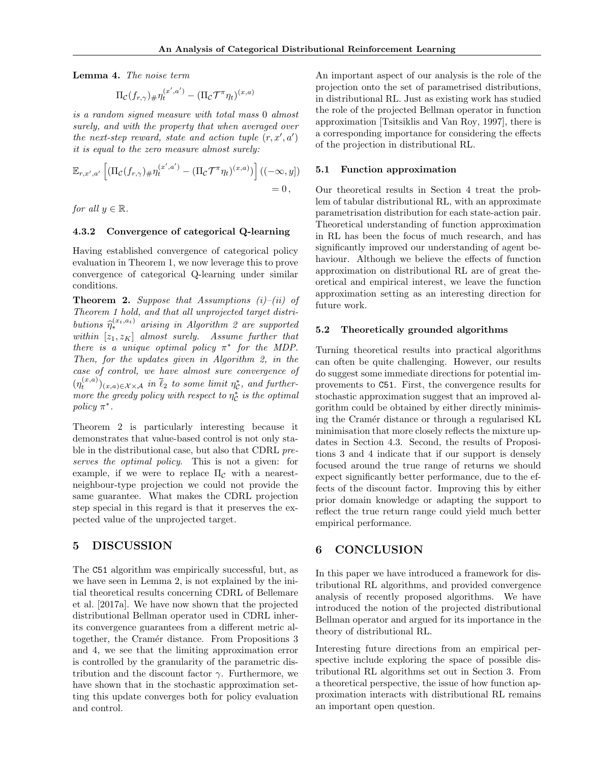**Lemma 4.** *The noise term*

$$\Pi_{\mathcal{C}}(f_{r,\gamma})_\# \eta_t^{(x',a')} - (\Pi_{\mathcal{C}} \mathcal{T}^\pi \eta_t)^{(x,a)}$$

*is a random signed measure with total mass* 0 *almost surely, and with the property that when averaged over the next-step reward, state and action tuple* $(r, x', a')$ *it is equal to the zero measure almost surely:*

$$\mathbb{E}_{r,x',a'} \left[ (\Pi_{\mathcal{C}}(f_{r,\gamma})_\# \eta_t^{(x',a')} - (\Pi_{\mathcal{C}} \mathcal{T}^\pi \eta_t)^{(x,a)}) \right] ((-\infty, y]) = 0 \,,$$

*for all* $y \in \mathbb{R}$.

#### 4.3.2 Convergence of categorical Q-learning

Having established convergence of categorical policy evaluation in Theorem 1, we now leverage this to prove convergence of categorical Q-learning under similar conditions.

**Theorem 2.** *Suppose that Assumptions (i)–(ii) of Theorem 1 hold, and that all unprojected target distributions* $\widehat{\eta}_*^{(x_t,a_t)}$ *arising in Algorithm 2 are supported within* $[z_1, z_K]$ *almost surely. Assume further that there is a unique optimal policy* $\pi^*$ *for the MDP. Then, for the updates given in Algorithm 2, in the case of control, we have almost sure convergence of* $(\eta_t^{(x,a)})_{(x,a) \in \mathcal{X} \times \mathcal{A}}$ *in* $\overline{\ell}_2$ *to some limit* $\eta_{\mathcal{C}}^*$*, and furthermore the greedy policy with respect to* $\eta_{\mathcal{C}}^*$ *is the optimal policy* $\pi^*$.

Theorem 2 is particularly interesting because it demonstrates that value-based control is not only stable in the distributional case, but also that CDRL *preserves the optimal policy*. This is not a given: for example, if we were to replace $\Pi_{\mathcal{C}}$ with a nearest-neighbour-type projection we could not provide the same guarantee. What makes the CDRL projection step special in this regard is that it preserves the expected value of the unprojected target.

## 5 DISCUSSION

The C51 algorithm was empirically successful, but, as we have seen in Lemma 2, is not explained by the initial theoretical results concerning CDRL of Bellemare et al. [2017a]. We have now shown that the projected distributional Bellman operator used in CDRL inherits its convergence guarantees from a different metric altogether, the Cramér distance. From Propositions 3 and 4, we see that the limiting approximation error is controlled by the granularity of the parametric distribution and the discount factor $\gamma$. Furthermore, we have shown that in the stochastic approximation setting this update converges both for policy evaluation and control.

An important aspect of our analysis is the role of the projection onto the set of parametrised distributions, in distributional RL. Just as existing work has studied the role of the projected Bellman operator in function approximation [Tsitsiklis and Van Roy, 1997], there is a corresponding importance for considering the effects of the projection in distributional RL.

### 5.1 Function approximation

Our theoretical results in Section 4 treat the problem of tabular distributional RL, with an approximate parametrisation distribution for each state-action pair. Theoretical understanding of function approximation in RL has been the focus of much research, and has significantly improved our understanding of agent behaviour. Although we believe the effects of function approximation on distributional RL are of great theoretical and empirical interest, we leave the function approximation setting as an interesting direction for future work.

### 5.2 Theoretically grounded algorithms

Turning theoretical results into practical algorithms can often be quite challenging. However, our results do suggest some immediate directions for potential improvements to C51. First, the convergence results for stochastic approximation suggest that an improved algorithm could be obtained by either directly minimising the Cramér distance or through a regularised KL minimisation that more closely reflects the mixture updates in Section 4.3. Second, the results of Propositions 3 and 4 indicate that if our support is densely focused around the true range of returns we should expect significantly better performance, due to the effects of the discount factor. Improving this by either prior domain knowledge or adapting the support to reflect the true return range could yield much better empirical performance.

## 6 CONCLUSION

In this paper we have introduced a framework for distributional RL algorithms, and provided convergence analysis of recently proposed algorithms. We have introduced the notion of the projected distributional Bellman operator and argued for its importance in the theory of distributional RL.

Interesting future directions from an empirical perspective include exploring the space of possible distributional RL algorithms set out in Section 3. From a theoretical perspective, the issue of how function approximation interacts with distributional RL remains an important open question.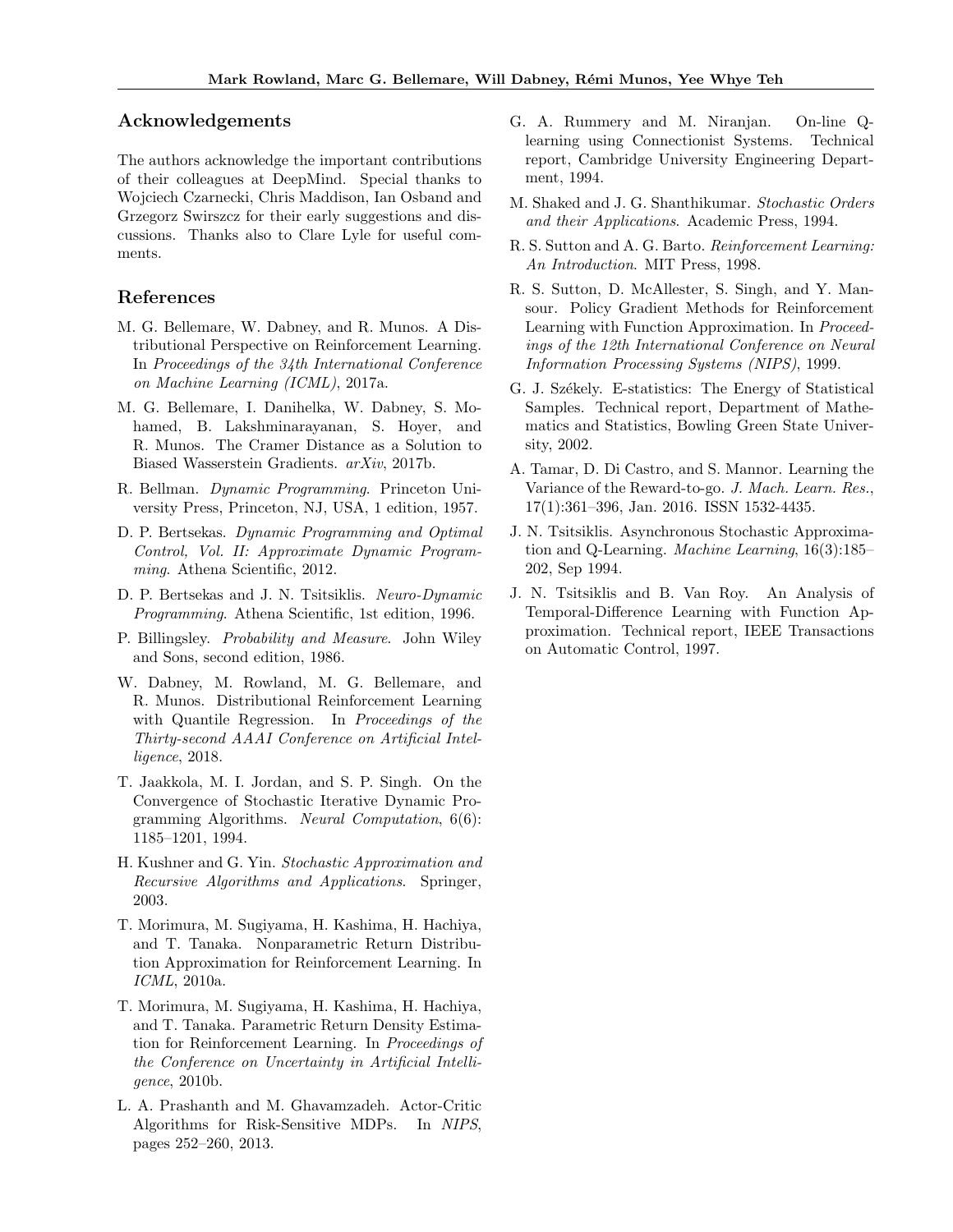## Acknowledgements

The authors acknowledge the important contributions of their colleagues at DeepMind. Special thanks to Wojciech Czarnecki, Chris Maddison, Ian Osband and Grzegorz Swirszcz for their early suggestions and discussions. Thanks also to Clare Lyle for useful comments.

## References

M. G. Bellemare, W. Dabney, and R. Munos. A Distributional Perspective on Reinforcement Learning. In *Proceedings of the 34th International Conference on Machine Learning (ICML)*, 2017a.

M. G. Bellemare, I. Danihelka, W. Dabney, S. Mohamed, B. Lakshminarayanan, S. Hoyer, and R. Munos. The Cramer Distance as a Solution to Biased Wasserstein Gradients. *arXiv*, 2017b.

R. Bellman. *Dynamic Programming*. Princeton University Press, Princeton, NJ, USA, 1 edition, 1957.

D. P. Bertsekas. *Dynamic Programming and Optimal Control, Vol. II: Approximate Dynamic Programming*. Athena Scientific, 2012.

D. P. Bertsekas and J. N. Tsitsiklis. *Neuro-Dynamic Programming*. Athena Scientific, 1st edition, 1996.

P. Billingsley. *Probability and Measure*. John Wiley and Sons, second edition, 1986.

W. Dabney, M. Rowland, M. G. Bellemare, and R. Munos. Distributional Reinforcement Learning with Quantile Regression. In *Proceedings of the Thirty-second AAAI Conference on Artificial Intelligence*, 2018.

T. Jaakkola, M. I. Jordan, and S. P. Singh. On the Convergence of Stochastic Iterative Dynamic Programming Algorithms. *Neural Computation*, 6(6): 1185–1201, 1994.

H. Kushner and G. Yin. *Stochastic Approximation and Recursive Algorithms and Applications*. Springer, 2003.

T. Morimura, M. Sugiyama, H. Kashima, H. Hachiya, and T. Tanaka. Nonparametric Return Distribution Approximation for Reinforcement Learning. In *ICML*, 2010a.

T. Morimura, M. Sugiyama, H. Kashima, H. Hachiya, and T. Tanaka. Parametric Return Density Estimation for Reinforcement Learning. In *Proceedings of the Conference on Uncertainty in Artificial Intelligence*, 2010b.

L. A. Prashanth and M. Ghavamzadeh. Actor-Critic Algorithms for Risk-Sensitive MDPs. In *NIPS*, pages 252–260, 2013.

G. A. Rummery and M. Niranjan. On-line Q-learning using Connectionist Systems. Technical report, Cambridge University Engineering Department, 1994.

M. Shaked and J. G. Shanthikumar. *Stochastic Orders and their Applications*. Academic Press, 1994.

R. S. Sutton and A. G. Barto. *Reinforcement Learning: An Introduction*. MIT Press, 1998.

R. S. Sutton, D. McAllester, S. Singh, and Y. Mansour. Policy Gradient Methods for Reinforcement Learning with Function Approximation. In *Proceedings of the 12th International Conference on Neural Information Processing Systems (NIPS)*, 1999.

G. J. Székely. E-statistics: The Energy of Statistical Samples. Technical report, Department of Mathematics and Statistics, Bowling Green State University, 2002.

A. Tamar, D. Di Castro, and S. Mannor. Learning the Variance of the Reward-to-go. *J. Mach. Learn. Res.*, 17(1):361–396, Jan. 2016. ISSN 1532-4435.

J. N. Tsitsiklis. Asynchronous Stochastic Approximation and Q-Learning. *Machine Learning*, 16(3):185–202, Sep 1994.

J. N. Tsitsiklis and B. Van Roy. An Analysis of Temporal-Difference Learning with Function Approximation. Technical report, IEEE Transactions on Automatic Control, 1997.